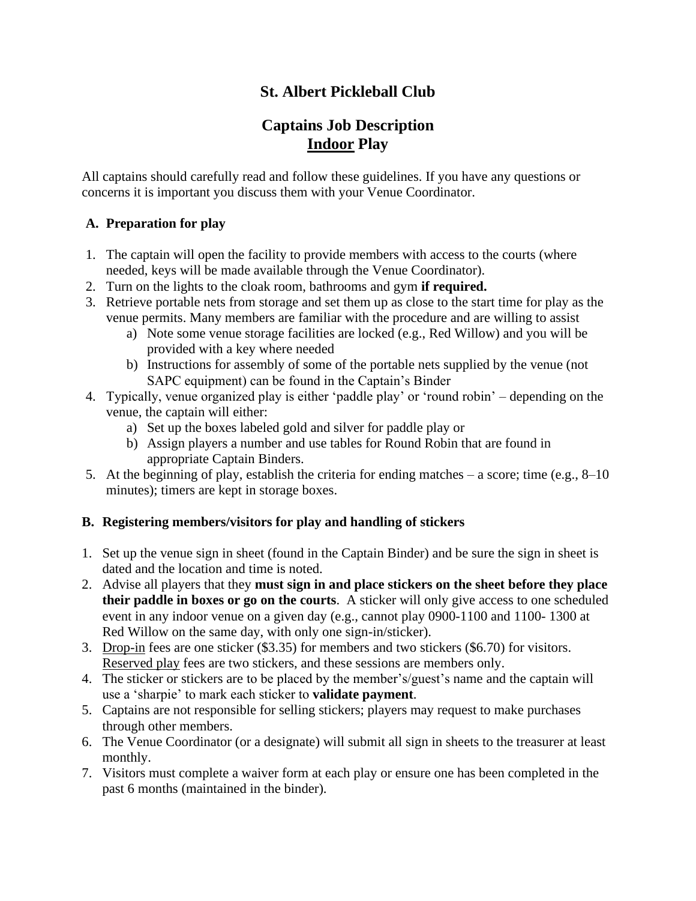# St. Albert Pickleball Club

## Captains Job Description
## <u>Indoor</u> Play

All captains should carefully read and follow these guidelines. If you have any questions or concerns it is important you discuss them with your Venue Coordinator.

### A. Preparation for play

1. The captain will open the facility to provide members with access to the courts (where needed, keys will be made available through the Venue Coordinator).
2. Turn on the lights to the cloak room, bathrooms and gym **if required.**
3. Retrieve portable nets from storage and set them up as close to the start time for play as the venue permits. Many members are familiar with the procedure and are willing to assist
   a) Note some venue storage facilities are locked (e.g., Red Willow) and you will be provided with a key where needed
   b) Instructions for assembly of some of the portable nets supplied by the venue (not SAPC equipment) can be found in the Captain's Binder
4. Typically, venue organized play is either 'paddle play' or 'round robin' – depending on the venue, the captain will either:
   a) Set up the boxes labeled gold and silver for paddle play or
   b) Assign players a number and use tables for Round Robin that are found in appropriate Captain Binders.
5. At the beginning of play, establish the criteria for ending matches – a score; time (e.g., 8–10 minutes); timers are kept in storage boxes.

### B. Registering members/visitors for play and handling of stickers

1. Set up the venue sign in sheet (found in the Captain Binder) and be sure the sign in sheet is dated and the location and time is noted.
2. Advise all players that they **must sign in and place stickers on the sheet before they place their paddle in boxes or go on the courts**. A sticker will only give access to one scheduled event in any indoor venue on a given day (e.g., cannot play 0900-1100 and 1100- 1300 at Red Willow on the same day, with only one sign-in/sticker).
3. <u>Drop-in</u> fees are one sticker ($3.35) for members and two stickers ($6.70) for visitors. <u>Reserved play</u> fees are two stickers, and these sessions are members only.
4. The sticker or stickers are to be placed by the member's/guest's name and the captain will use a 'sharpie' to mark each sticker to **validate payment**.
5. Captains are not responsible for selling stickers; players may request to make purchases through other members.
6. The Venue Coordinator (or a designate) will submit all sign in sheets to the treasurer at least monthly.
7. Visitors must complete a waiver form at each play or ensure one has been completed in the past 6 months (maintained in the binder).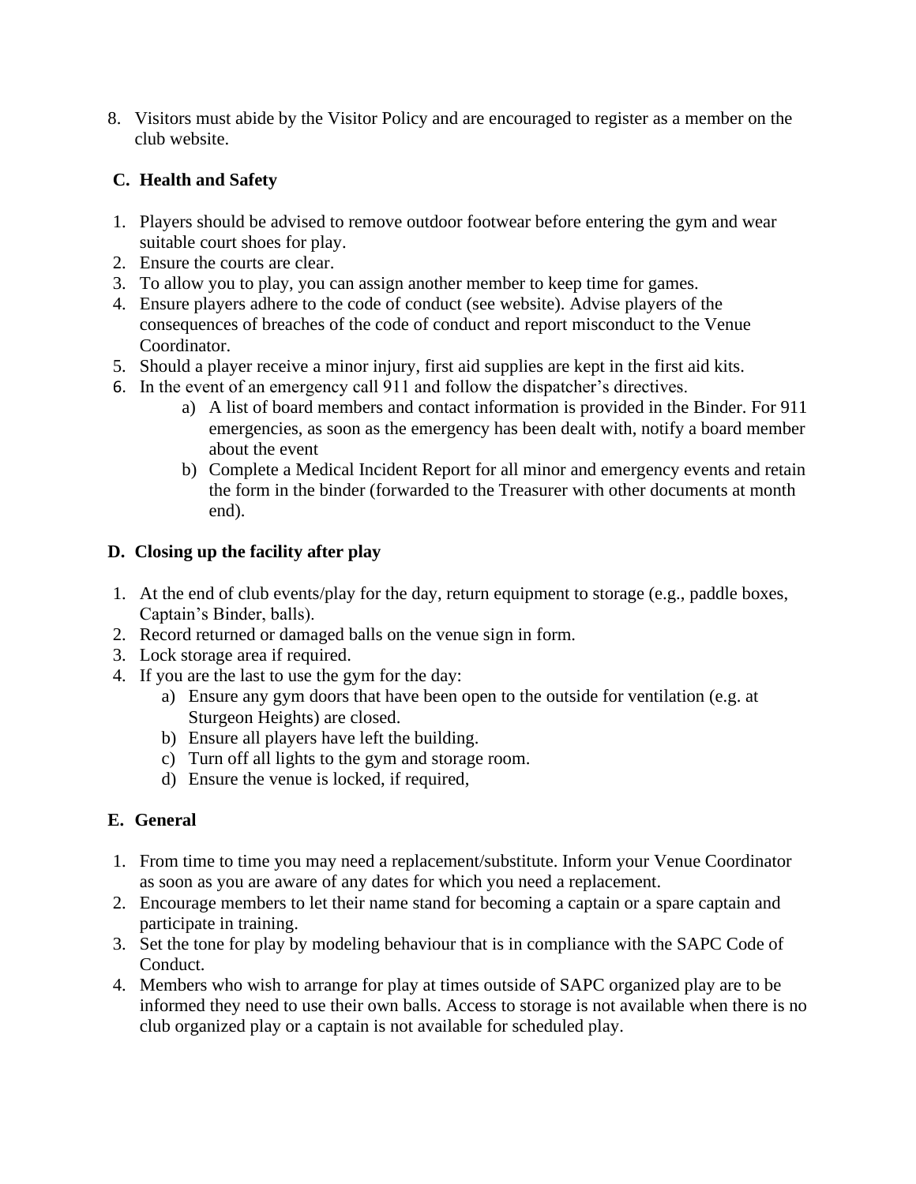8. Visitors must abide by the Visitor Policy and are encouraged to register as a member on the club website.

## C. Health and Safety

1. Players should be advised to remove outdoor footwear before entering the gym and wear suitable court shoes for play.
2. Ensure the courts are clear.
3. To allow you to play, you can assign another member to keep time for games.
4. Ensure players adhere to the code of conduct (see website). Advise players of the consequences of breaches of the code of conduct and report misconduct to the Venue Coordinator.
5. Should a player receive a minor injury, first aid supplies are kept in the first aid kits.
6. In the event of an emergency call 911 and follow the dispatcher's directives.
   a) A list of board members and contact information is provided in the Binder. For 911 emergencies, as soon as the emergency has been dealt with, notify a board member about the event
   b) Complete a Medical Incident Report for all minor and emergency events and retain the form in the binder (forwarded to the Treasurer with other documents at month end).

## D. Closing up the facility after play

1. At the end of club events/play for the day, return equipment to storage (e.g., paddle boxes, Captain's Binder, balls).
2. Record returned or damaged balls on the venue sign in form.
3. Lock storage area if required.
4. If you are the last to use the gym for the day:
   a) Ensure any gym doors that have been open to the outside for ventilation (e.g. at Sturgeon Heights) are closed.
   b) Ensure all players have left the building.
   c) Turn off all lights to the gym and storage room.
   d) Ensure the venue is locked, if required,

## E. General

1. From time to time you may need a replacement/substitute. Inform your Venue Coordinator as soon as you are aware of any dates for which you need a replacement.
2. Encourage members to let their name stand for becoming a captain or a spare captain and participate in training.
3. Set the tone for play by modeling behaviour that is in compliance with the SAPC Code of Conduct.
4. Members who wish to arrange for play at times outside of SAPC organized play are to be informed they need to use their own balls. Access to storage is not available when there is no club organized play or a captain is not available for scheduled play.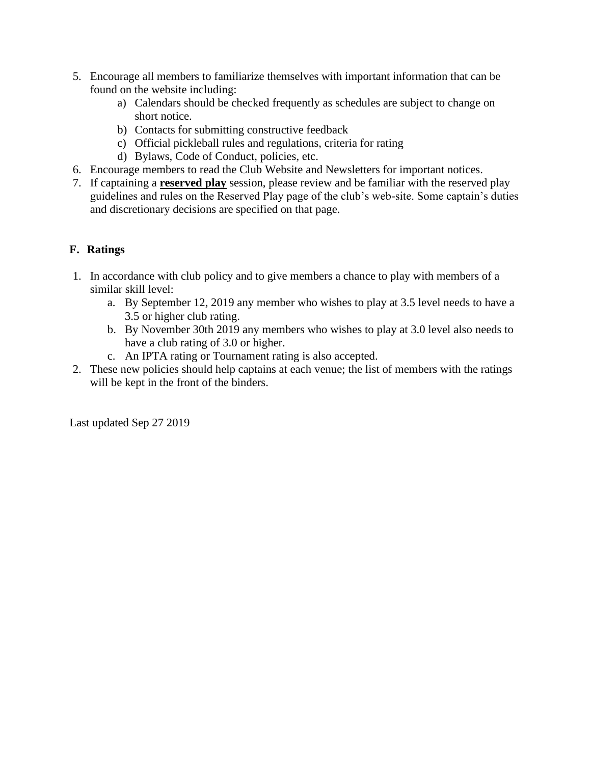5. Encourage all members to familiarize themselves with important information that can be found on the website including:
    a) Calendars should be checked frequently as schedules are subject to change on short notice.
    b) Contacts for submitting constructive feedback
    c) Official pickleball rules and regulations, criteria for rating
    d) Bylaws, Code of Conduct, policies, etc.
6. Encourage members to read the Club Website and Newsletters for important notices.
7. If captaining a **reserved play** session, please review and be familiar with the reserved play guidelines and rules on the Reserved Play page of the club's web-site. Some captain's duties and discretionary decisions are specified on that page.

## F. Ratings

1. In accordance with club policy and to give members a chance to play with members of a similar skill level:
    a. By September 12, 2019 any member who wishes to play at 3.5 level needs to have a 3.5 or higher club rating.
    b. By November 30th 2019 any members who wishes to play at 3.0 level also needs to have a club rating of 3.0 or higher.
    c. An IPTA rating or Tournament rating is also accepted.
2. These new policies should help captains at each venue; the list of members with the ratings will be kept in the front of the binders.

Last updated Sep 27 2019